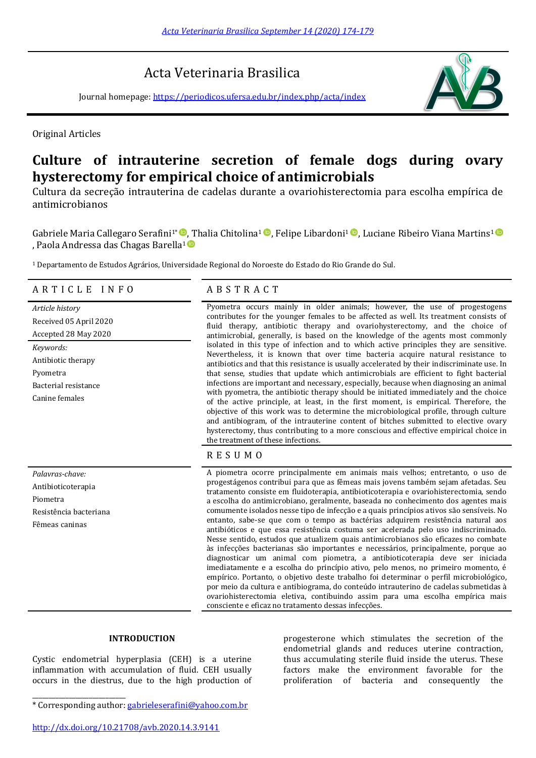Acta Veterinaria Brasilica

Journal homepage: https://periodicos.ufersa.edu.br/index.php/acta/index

Original Articles

# Culture of intrauterine secretion of female dogs during ovary hysterectomy for empirical choice of antimicrobials

Cultura da secreção intrauterina de cadelas durante a ovariohisterectomia para escolha empírica de antimicrobianos

Gabriele Maria Callegaro Serafini[1*], Thalia Chitolina[1], Felipe Libardoni[1], Luciane Ribeiro Viana Martins[1], Paola Andressa das Chagas Barella[1]

[1] Departamento de Estudos Agrários, Universidade Regional do Noroeste do Estado do Rio Grande do Sul.

## ARTICLE INFO

*Article history*

Received 05 April 2020

Accepted 28 May 2020

*Keywords:*

Antibiotic therapy

Pyometra

Bacterial resistance

Canine females

## ABSTRACT

Pyometra occurs mainly in older animals; however, the use of progestogens contributes for the younger females to be affected as well. Its treatment consists of fluid therapy, antibiotic therapy and ovariohysterectomy, and the choice of antimicrobial, generally, is based on the knowledge of the agents most commonly isolated in this type of infection and to which active principles they are sensitive. Nevertheless, it is known that over time bacteria acquire natural resistance to antibiotics and that this resistance is usually accelerated by their indiscriminate use. In that sense, studies that update which antimicrobials are efficient to fight bacterial infections are important and necessary, especially, because when diagnosing an animal with pyometra, the antibiotic therapy should be initiated immediately and the choice of the active principle, at least, in the first moment, is empirical. Therefore, the objective of this work was to determine the microbiological profile, through culture and antibiogram, of the intrauterine content of bitches submitted to elective ovary hysterectomy, thus contributing to a more conscious and effective empirical choice in the treatment of these infections.

## RESUMO

*Palavras-chave:*

Antibioticoterapia

Piometra

Resistência bacteriana

Fêmeas caninas

A piometra ocorre principalmente em animais mais velhos; entretanto, o uso de progestágenos contribui para que as fêmeas mais jovens também sejam afetadas. Seu tratamento consiste em fluidoterapia, antibioticoterapia e ovariohisterectomia, sendo a escolha do antimicrobiano, geralmente, baseada no conhecimento dos agentes mais comumente isolados nesse tipo de infecção e a quais princípios ativos são sensíveis. No entanto, sabe-se que com o tempo as bactérias adquirem resistência natural aos antibióticos e que essa resistência costuma ser acelerada pelo uso indiscriminado. Nesse sentido, estudos que atualizem quais antimicrobianos são eficazes no combate às infecções bacterianas são importantes e necessários, principalmente, porque ao diagnosticar um animal com piometra, a antibioticoterapia deve ser iniciada imediatamente e a escolha do princípio ativo, pelo menos, no primeiro momento, é empírico. Portanto, o objetivo deste trabalho foi determinar o perfil microbiológico, por meio da cultura e antibiograma, do conteúdo intrauterino de cadelas submetidas à ovariohisterectomia eletiva, contibuindo assim para uma escolha empírica mais consciente e eficaz no tratamento dessas infecções.

## INTRODUCTION

Cystic endometrial hyperplasia (CEH) is a uterine inflammation with accumulation of fluid. CEH usually occurs in the diestrus, due to the high production of progesterone which stimulates the secretion of the endometrial glands and reduces uterine contraction, thus accumulating sterile fluid inside the uterus. These factors make the environment favorable for the proliferation of bacteria and consequently the

\* Corresponding author: gabrieleserafini@yahoo.com.br

http://dx.doi.org/10.21708/avb.2020.14.3.9141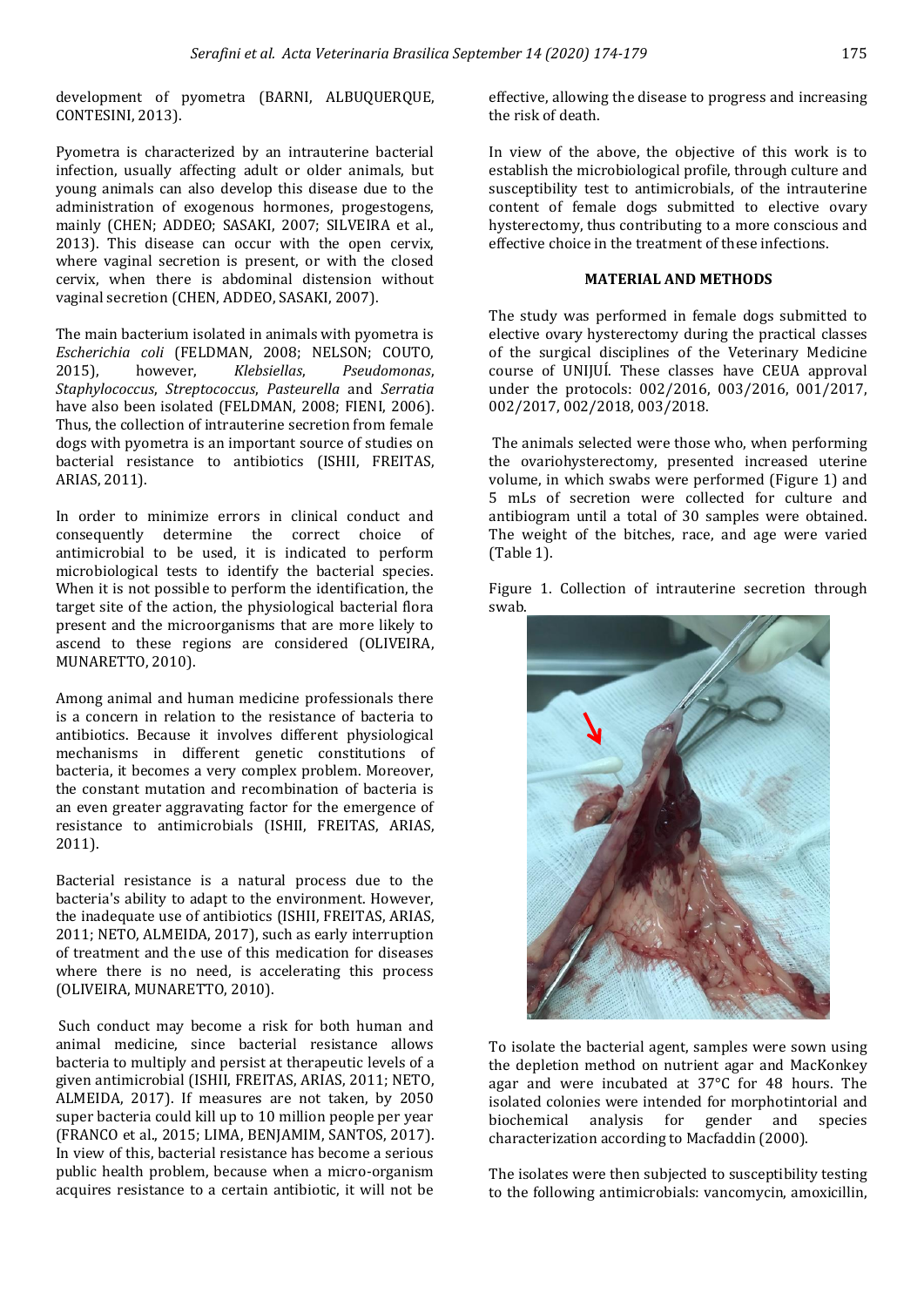development of pyometra (BARNI, ALBUQUERQUE, CONTESINI, 2013).

Pyometra is characterized by an intrauterine bacterial infection, usually affecting adult or older animals, but young animals can also develop this disease due to the administration of exogenous hormones, progestogens, mainly (CHEN; ADDEO; SASAKI, 2007; SILVEIRA et al., 2013). This disease can occur with the open cervix, where vaginal secretion is present, or with the closed cervix, when there is abdominal distension without vaginal secretion (CHEN, ADDEO, SASAKI, 2007).

The main bacterium isolated in animals with pyometra is *Escherichia coli* (FELDMAN, 2008; NELSON; COUTO, 2015), however, *Klebsiellas*, *Pseudomonas*, *Staphylococcus*, *Streptococcus*, *Pasteurella* and *Serratia* have also been isolated (FELDMAN, 2008; FIENI, 2006). Thus, the collection of intrauterine secretion from female dogs with pyometra is an important source of studies on bacterial resistance to antibiotics (ISHII, FREITAS, ARIAS, 2011).

In order to minimize errors in clinical conduct and consequently determine the correct choice of antimicrobial to be used, it is indicated to perform microbiological tests to identify the bacterial species. When it is not possible to perform the identification, the target site of the action, the physiological bacterial flora present and the microorganisms that are more likely to ascend to these regions are considered (OLIVEIRA, MUNARETTO, 2010).

Among animal and human medicine professionals there is a concern in relation to the resistance of bacteria to antibiotics. Because it involves different physiological mechanisms in different genetic constitutions of bacteria, it becomes a very complex problem. Moreover, the constant mutation and recombination of bacteria is an even greater aggravating factor for the emergence of resistance to antimicrobials (ISHII, FREITAS, ARIAS, 2011).

Bacterial resistance is a natural process due to the bacteria's ability to adapt to the environment. However, the inadequate use of antibiotics (ISHII, FREITAS, ARIAS, 2011; NETO, ALMEIDA, 2017), such as early interruption of treatment and the use of this medication for diseases where there is no need, is accelerating this process (OLIVEIRA, MUNARETTO, 2010).

Such conduct may become a risk for both human and animal medicine, since bacterial resistance allows bacteria to multiply and persist at therapeutic levels of a given antimicrobial (ISHII, FREITAS, ARIAS, 2011; NETO, ALMEIDA, 2017). If measures are not taken, by 2050 super bacteria could kill up to 10 million people per year (FRANCO et al., 2015; LIMA, BENJAMIM, SANTOS, 2017). In view of this, bacterial resistance has become a serious public health problem, because when a micro-organism acquires resistance to a certain antibiotic, it will not be effective, allowing the disease to progress and increasing the risk of death.

In view of the above, the objective of this work is to establish the microbiological profile, through culture and susceptibility test to antimicrobials, of the intrauterine content of female dogs submitted to elective ovary hysterectomy, thus contributing to a more conscious and effective choice in the treatment of these infections.

## MATERIAL AND METHODS

The study was performed in female dogs submitted to elective ovary hysterectomy during the practical classes of the surgical disciplines of the Veterinary Medicine course of UNIJUÍ. These classes have CEUA approval under the protocols: 002/2016, 003/2016, 001/2017, 002/2017, 002/2018, 003/2018.

The animals selected were those who, when performing the ovariohysterectomy, presented increased uterine volume, in which swabs were performed (Figure 1) and 5 mLs of secretion were collected for culture and antibiogram until a total of 30 samples were obtained. The weight of the bitches, race, and age were varied (Table 1).

Figure 1. Collection of intrauterine secretion through swab.

To isolate the bacterial agent, samples were sown using the depletion method on nutrient agar and MacKonkey agar and were incubated at 37°C for 48 hours. The isolated colonies were intended for morphotintorial and biochemical analysis for gender and species characterization according to Macfaddin (2000).

The isolates were then subjected to susceptibility testing to the following antimicrobials: vancomycin, amoxicillin,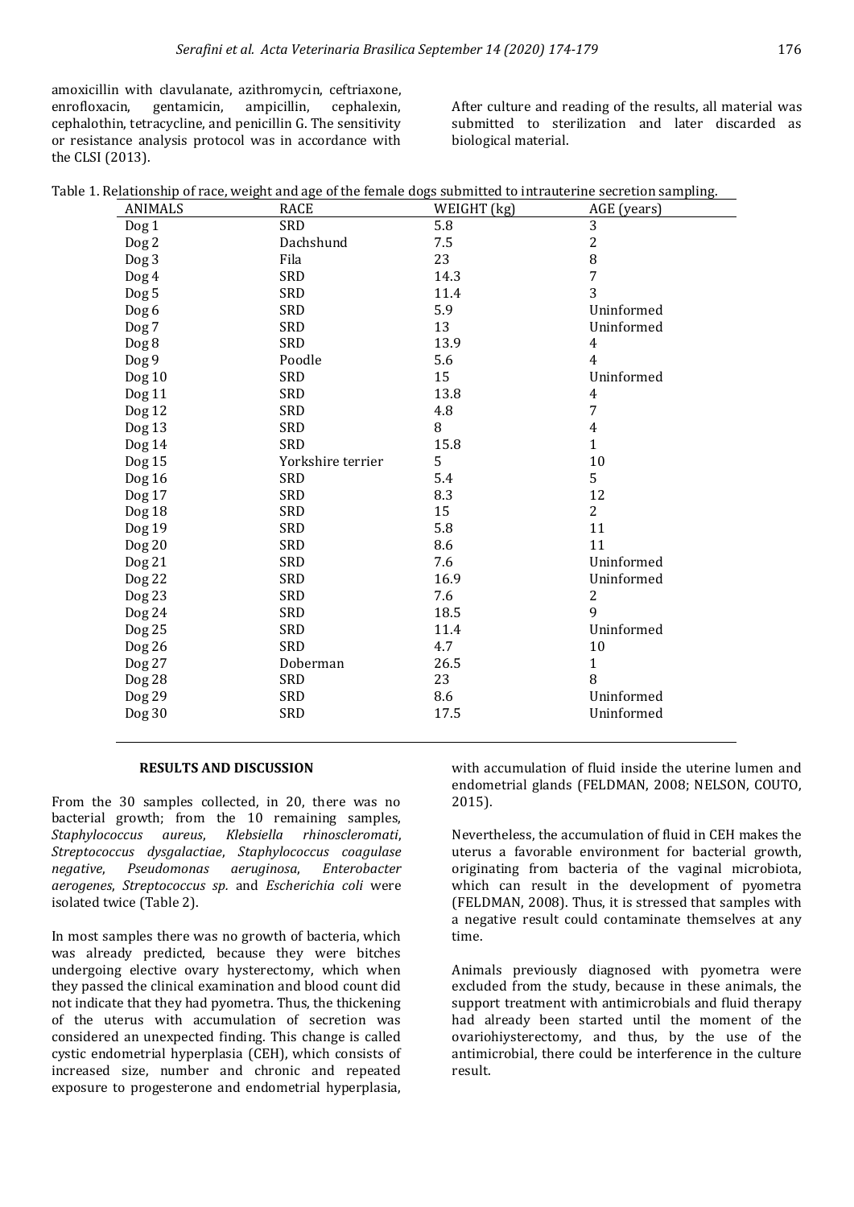amoxicillin with clavulanate, azithromycin, ceftriaxone, enrofloxacin, gentamicin, ampicillin, cephalexin, cephalothin, tetracycline, and penicillin G. The sensitivity or resistance analysis protocol was in accordance with the CLSI (2013).

After culture and reading of the results, all material was submitted to sterilization and later discarded as biological material.

Table 1. Relationship of race, weight and age of the female dogs submitted to intrauterine secretion sampling.

| ANIMALS | RACE | WEIGHT (kg) | AGE (years) |
|---|---|---|---|
| Dog 1 | SRD | 5.8 | 3 |
| Dog 2 | Dachshund | 7.5 | 2 |
| Dog 3 | Fila | 23 | 8 |
| Dog 4 | SRD | 14.3 | 7 |
| Dog 5 | SRD | 11.4 | 3 |
| Dog 6 | SRD | 5.9 | Uninformed |
| Dog 7 | SRD | 13 | Uninformed |
| Dog 8 | SRD | 13.9 | 4 |
| Dog 9 | Poodle | 5.6 | 4 |
| Dog 10 | SRD | 15 | Uninformed |
| Dog 11 | SRD | 13.8 | 4 |
| Dog 12 | SRD | 4.8 | 7 |
| Dog 13 | SRD | 8 | 4 |
| Dog 14 | SRD | 15.8 | 1 |
| Dog 15 | Yorkshire terrier | 5 | 10 |
| Dog 16 | SRD | 5.4 | 5 |
| Dog 17 | SRD | 8.3 | 12 |
| Dog 18 | SRD | 15 | 2 |
| Dog 19 | SRD | 5.8 | 11 |
| Dog 20 | SRD | 8.6 | 11 |
| Dog 21 | SRD | 7.6 | Uninformed |
| Dog 22 | SRD | 16.9 | Uninformed |
| Dog 23 | SRD | 7.6 | 2 |
| Dog 24 | SRD | 18.5 | 9 |
| Dog 25 | SRD | 11.4 | Uninformed |
| Dog 26 | SRD | 4.7 | 10 |
| Dog 27 | Doberman | 26.5 | 1 |
| Dog 28 | SRD | 23 | 8 |
| Dog 29 | SRD | 8.6 | Uninformed |
| Dog 30 | SRD | 17.5 | Uninformed |

## RESULTS AND DISCUSSION

From the 30 samples collected, in 20, there was no bacterial growth; from the 10 remaining samples, *Staphylococcus aureus*, *Klebsiella rhinoscleromati*, *Streptococcus dysgalactiae*, *Staphylococcus coagulase negative*, *Pseudomonas aeruginosa*, *Enterobacter aerogenes*, *Streptococcus sp.* and *Escherichia coli* were isolated twice (Table 2).

In most samples there was no growth of bacteria, which was already predicted, because they were bitches undergoing elective ovary hysterectomy, which when they passed the clinical examination and blood count did not indicate that they had pyometra. Thus, the thickening of the uterus with accumulation of secretion was considered an unexpected finding. This change is called cystic endometrial hyperplasia (CEH), which consists of increased size, number and chronic and repeated exposure to progesterone and endometrial hyperplasia, with accumulation of fluid inside the uterine lumen and endometrial glands (FELDMAN, 2008; NELSON, COUTO, 2015).

Nevertheless, the accumulation of fluid in CEH makes the uterus a favorable environment for bacterial growth, originating from bacteria of the vaginal microbiota, which can result in the development of pyometra (FELDMAN, 2008). Thus, it is stressed that samples with a negative result could contaminate themselves at any time.

Animals previously diagnosed with pyometra were excluded from the study, because in these animals, the support treatment with antimicrobials and fluid therapy had already been started until the moment of the ovariohiysterectomy, and thus, by the use of the antimicrobial, there could be interference in the culture result.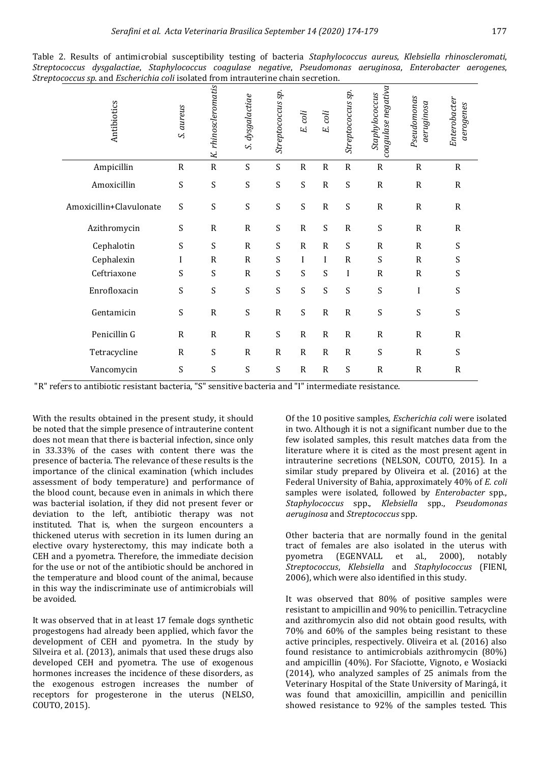Table 2. Results of antimicrobial susceptibility testing of bacteria *Staphylococcus aureus*, *Klebsiella rhinoscleromati*, *Streptococcus dysgalactiae*, *Staphylococcus coagulase negative*, *Pseudomonas aeruginosa*, *Enterobacter aerogenes*, *Streptococcus sp.* and *Escherichia coli* isolated from intrauterine chain secretion.

| Antibiotics | *S. aureus* | *K. rhinoscleromatis* | *S. dysgalactiae* | *Streptococcus sp.* | *E. coli* | *E. coli* | *Streptococcus sp.* | *Staphylococcus coagulase negativa* | *Pseudomonas aeruginosa* | *Enterobacter aerogenes* |
|---|---|---|---|---|---|---|---|---|---|---|
| Ampicillin | R | R | S | S | R | R | R | R | R | R |
| Amoxicillin | S | S | S | S | S | R | S | R | R | R |
| Amoxicillin+Clavulonate | S | S | S | S | S | R | S | R | R | R |
| Azithromycin | S | R | R | S | R | S | R | S | R | R |
| Cephalotin | S | S | R | S | R | R | S | R | R | S |
| Cephalexin | I | R | R | S | I | I | R | S | R | S |
| Ceftriaxone | S | S | R | S | S | S | I | R | R | S |
| Enrofloxacin | S | S | S | S | S | S | S | S | I | S |
| Gentamicin | S | R | S | R | S | R | R | S | S | S |
| Penicillin G | R | R | R | S | R | R | R | R | R | R |
| Tetracycline | R | S | R | R | R | R | R | S | R | S |
| Vancomycin | S | S | S | S | R | R | S | R | R | R |

"R" refers to antibiotic resistant bacteria, "S" sensitive bacteria and "I" intermediate resistance.

With the results obtained in the present study, it should be noted that the simple presence of intrauterine content does not mean that there is bacterial infection, since only in 33.33% of the cases with content there was the presence of bacteria. The relevance of these results is the importance of the clinical examination (which includes assessment of body temperature) and performance of the blood count, because even in animals in which there was bacterial isolation, if they did not present fever or deviation to the left, antibiotic therapy was not instituted. That is, when the surgeon encounters a thickened uterus with secretion in its lumen during an elective ovary hysterectomy, this may indicate both a CEH and a pyometra. Therefore, the immediate decision for the use or not of the antibiotic should be anchored in the temperature and blood count of the animal, because in this way the indiscriminate use of antimicrobials will be avoided.

It was observed that in at least 17 female dogs synthetic progestogens had already been applied, which favor the development of CEH and pyometra. In the study by Silveira et al. (2013), animals that used these drugs also developed CEH and pyometra. The use of exogenous hormones increases the incidence of these disorders, as the exogenous estrogen increases the number of receptors for progesterone in the uterus (NELSO, COUTO, 2015).

Of the 10 positive samples, *Escherichia coli* were isolated in two. Although it is not a significant number due to the few isolated samples, this result matches data from the literature where it is cited as the most present agent in intrauterine secretions (NELSON, COUTO, 2015). In a similar study prepared by Oliveira et al. (2016) at the Federal University of Bahia, approximately 40% of *E. coli* samples were isolated, followed by *Enterobacter* spp., *Staphylococcus* spp., *Klebsiella* spp., *Pseudomonas aeruginosa* and *Streptococcus* spp.

Other bacteria that are normally found in the genital tract of females are also isolated in the uterus with pyometra (EGENVALL et al., 2000), notably *Streptococcus*, *Klebsiella* and *Staphylococcus* (FIENI, 2006), which were also identified in this study.

It was observed that 80% of positive samples were resistant to ampicillin and 90% to penicillin. Tetracycline and azithromycin also did not obtain good results, with 70% and 60% of the samples being resistant to these active principles, respectively. Oliveira et al. (2016) also found resistance to antimicrobials azithromycin (80%) and ampicillin (40%). For Sfaciotte, Vignoto, e Wosiacki (2014), who analyzed samples of 25 animals from the Veterinary Hospital of the State University of Maringá, it was found that amoxicillin, ampicillin and penicillin showed resistance to 92% of the samples tested. This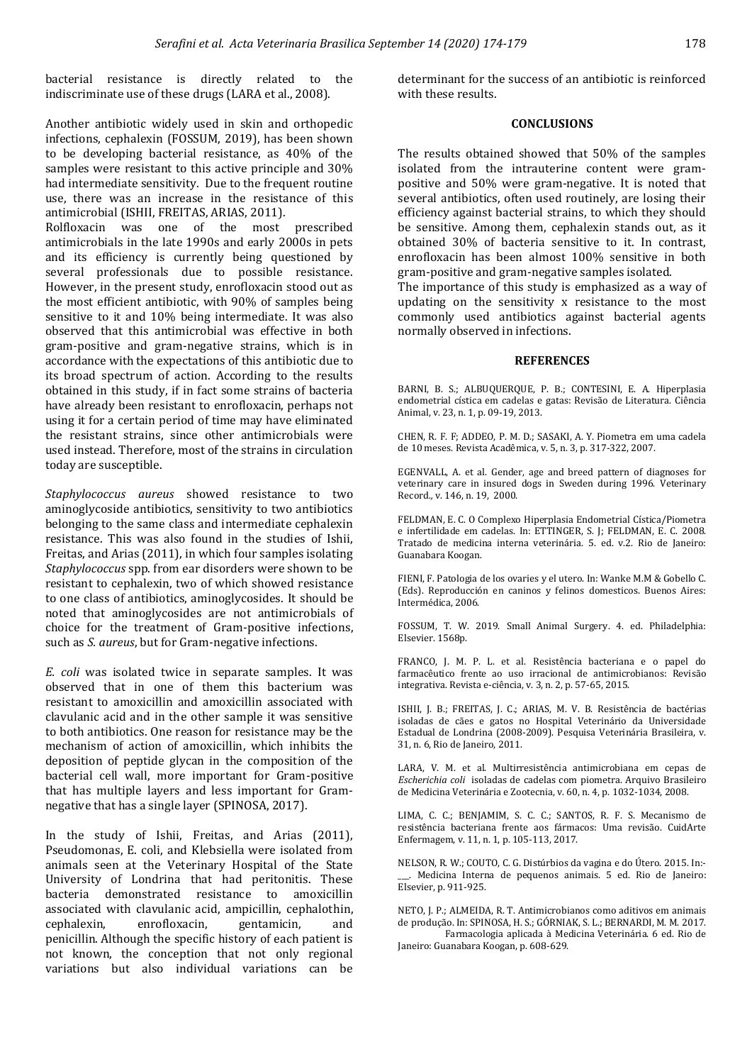bacterial resistance is directly related to the indiscriminate use of these drugs (LARA et al., 2008).

Another antibiotic widely used in skin and orthopedic infections, cephalexin (FOSSUM, 2019), has been shown to be developing bacterial resistance, as 40% of the samples were resistant to this active principle and 30% had intermediate sensitivity. Due to the frequent routine use, there was an increase in the resistance of this antimicrobial (ISHII, FREITAS, ARIAS, 2011).

Rolfloxacin was one of the most prescribed antimicrobials in the late 1990s and early 2000s in pets and its efficiency is currently being questioned by several professionals due to possible resistance. However, in the present study, enrofloxacin stood out as the most efficient antibiotic, with 90% of samples being sensitive to it and 10% being intermediate. It was also observed that this antimicrobial was effective in both gram-positive and gram-negative strains, which is in accordance with the expectations of this antibiotic due to its broad spectrum of action. According to the results obtained in this study, if in fact some strains of bacteria have already been resistant to enrofloxacin, perhaps not using it for a certain period of time may have eliminated the resistant strains, since other antimicrobials were used instead. Therefore, most of the strains in circulation today are susceptible.

*Staphylococcus aureus* showed resistance to two aminoglycoside antibiotics, sensitivity to two antibiotics belonging to the same class and intermediate cephalexin resistance. This was also found in the studies of Ishii, Freitas, and Arias (2011), in which four samples isolating *Staphylococcus* spp. from ear disorders were shown to be resistant to cephalexin, two of which showed resistance to one class of antibiotics, aminoglycosides. It should be noted that aminoglycosides are not antimicrobials of choice for the treatment of Gram-positive infections, such as *S. aureus*, but for Gram-negative infections.

*E. coli* was isolated twice in separate samples. It was observed that in one of them this bacterium was resistant to amoxicillin and amoxicillin associated with clavulanic acid and in the other sample it was sensitive to both antibiotics. One reason for resistance may be the mechanism of action of amoxicillin, which inhibits the deposition of peptide glycan in the composition of the bacterial cell wall, more important for Gram-positive that has multiple layers and less important for Gram-negative that has a single layer (SPINOSA, 2017).

In the study of Ishii, Freitas, and Arias (2011), Pseudomonas, E. coli, and Klebsiella were isolated from animals seen at the Veterinary Hospital of the State University of Londrina that had peritonitis. These bacteria demonstrated resistance to amoxicillin associated with clavulanic acid, ampicillin, cephalothin, cephalexin, enrofloxacin, gentamicin, and penicillin. Although the specific history of each patient is not known, the conception that not only regional variations but also individual variations can be determinant for the success of an antibiotic is reinforced with these results.

## CONCLUSIONS

The results obtained showed that 50% of the samples isolated from the intrauterine content were gram-positive and 50% were gram-negative. It is noted that several antibiotics, often used routinely, are losing their efficiency against bacterial strains, to which they should be sensitive. Among them, cephalexin stands out, as it obtained 30% of bacteria sensitive to it. In contrast, enrofloxacin has been almost 100% sensitive in both gram-positive and gram-negative samples isolated.

The importance of this study is emphasized as a way of updating on the sensitivity x resistance to the most commonly used antibiotics against bacterial agents normally observed in infections.

## REFERENCES

BARNI, B. S.; ALBUQUERQUE, P. B.; CONTESINI, E. A. Hiperplasia endometrial cística em cadelas e gatas: Revisão de Literatura. Ciência Animal, v. 23, n. 1, p. 09-19, 2013.

CHEN, R. F. F; ADDEO, P. M. D.; SASAKI, A. Y. Piometra em uma cadela de 10 meses. Revista Acadêmica, v. 5, n. 3, p. 317-322, 2007.

EGENVALL, A. et al. Gender, age and breed pattern of diagnoses for veterinary care in insured dogs in Sweden during 1996. Veterinary Record., v. 146, n. 19, 2000.

FELDMAN, E. C. O Complexo Hiperplasia Endometrial Cística/Piometra e infertilidade em cadelas. In: ETTINGER, S. J; FELDMAN, E. C. 2008. Tratado de medicina interna veterinária. 5. ed. v.2. Rio de Janeiro: Guanabara Koogan.

FIENI, F. Patologia de los ovaries y el utero. In: Wanke M.M & Gobello C. (Eds). Reproducción en caninos y felinos domesticos. Buenos Aires: Intermédica, 2006.

FOSSUM, T. W. 2019. Small Animal Surgery. 4. ed. Philadelphia: Elsevier. 1568p.

FRANCO, J. M. P. L. et al. Resistência bacteriana e o papel do farmacêutico frente ao uso irracional de antimicrobianos: Revisão integrativa. Revista e-ciência, v. 3, n. 2, p. 57-65, 2015.

ISHII, J. B.; FREITAS, J. C.; ARIAS, M. V. B. Resistência de bactérias isoladas de cães e gatos no Hospital Veterinário da Universidade Estadual de Londrina (2008-2009). Pesquisa Veterinária Brasileira, v. 31, n. 6, Rio de Janeiro, 2011.

LARA, V. M. et al. Multirresistência antimicrobiana em cepas de *Escherichia coli* isoladas de cadelas com piometra. Arquivo Brasileiro de Medicina Veterinária e Zootecnia, v. 60, n. 4, p. 1032-1034, 2008.

LIMA, C. C.; BENJAMIM, S. C. C.; SANTOS, R. F. S. Mecanismo de resistência bacteriana frente aos fármacos: Uma revisão. CuidArte Enfermagem, v. 11, n. 1, p. 105-113, 2017.

NELSON, R. W.; COUTO, C. G. Distúrbios da vagina e do Útero. 2015. In:-___. Medicina Interna de pequenos animais. 5 ed. Rio de Janeiro: Elsevier, p. 911-925.

NETO, J. P.; ALMEIDA, R. T. Antimicrobianos como aditivos em animais de produção. In: SPINOSA, H. S.; GÓRNIAK, S. L.; BERNARDI, M. M. 2017. Farmacologia aplicada à Medicina Veterinária. 6 ed. Rio de Janeiro: Guanabara Koogan, p. 608-629.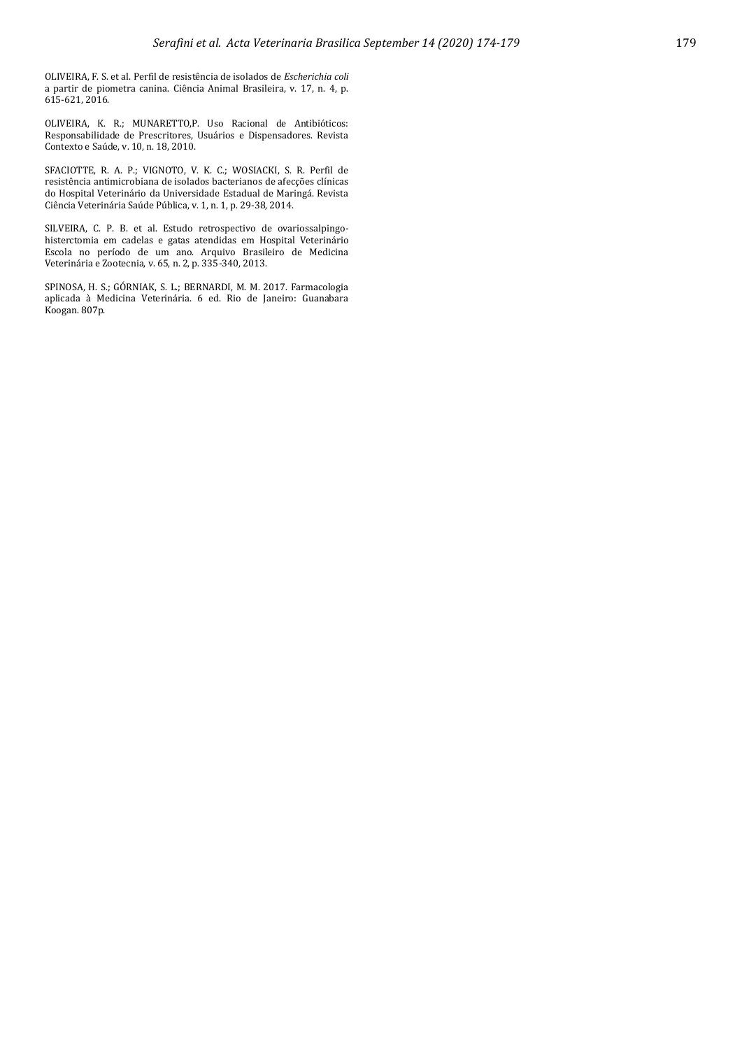OLIVEIRA, F. S. et al. Perfil de resistência de isolados de *Escherichia coli* a partir de piometra canina. Ciência Animal Brasileira, v. 17, n. 4, p. 615-621, 2016.

OLIVEIRA, K. R.; MUNARETTO,P. Uso Racional de Antibióticos: Responsabilidade de Prescritores, Usuários e Dispensadores. Revista Contexto e Saúde, v. 10, n. 18, 2010.

SFACIOTTE, R. A. P.; VIGNOTO, V. K. C.; WOSIACKI, S. R. Perfil de resistência antimicrobiana de isolados bacterianos de afecções clínicas do Hospital Veterinário da Universidade Estadual de Maringá. Revista Ciência Veterinária Saúde Pública, v. 1, n. 1, p. 29-38, 2014.

SILVEIRA, C. P. B. et al. Estudo retrospectivo de ovariossalpingo-histerctomia em cadelas e gatas atendidas em Hospital Veterinário Escola no período de um ano. Arquivo Brasileiro de Medicina Veterinária e Zootecnia, v. 65, n. 2, p. 335-340, 2013.

SPINOSA, H. S.; GÓRNIAK, S. L.; BERNARDI, M. M. 2017. Farmacologia aplicada à Medicina Veterinária. 6 ed. Rio de Janeiro: Guanabara Koogan. 807p.